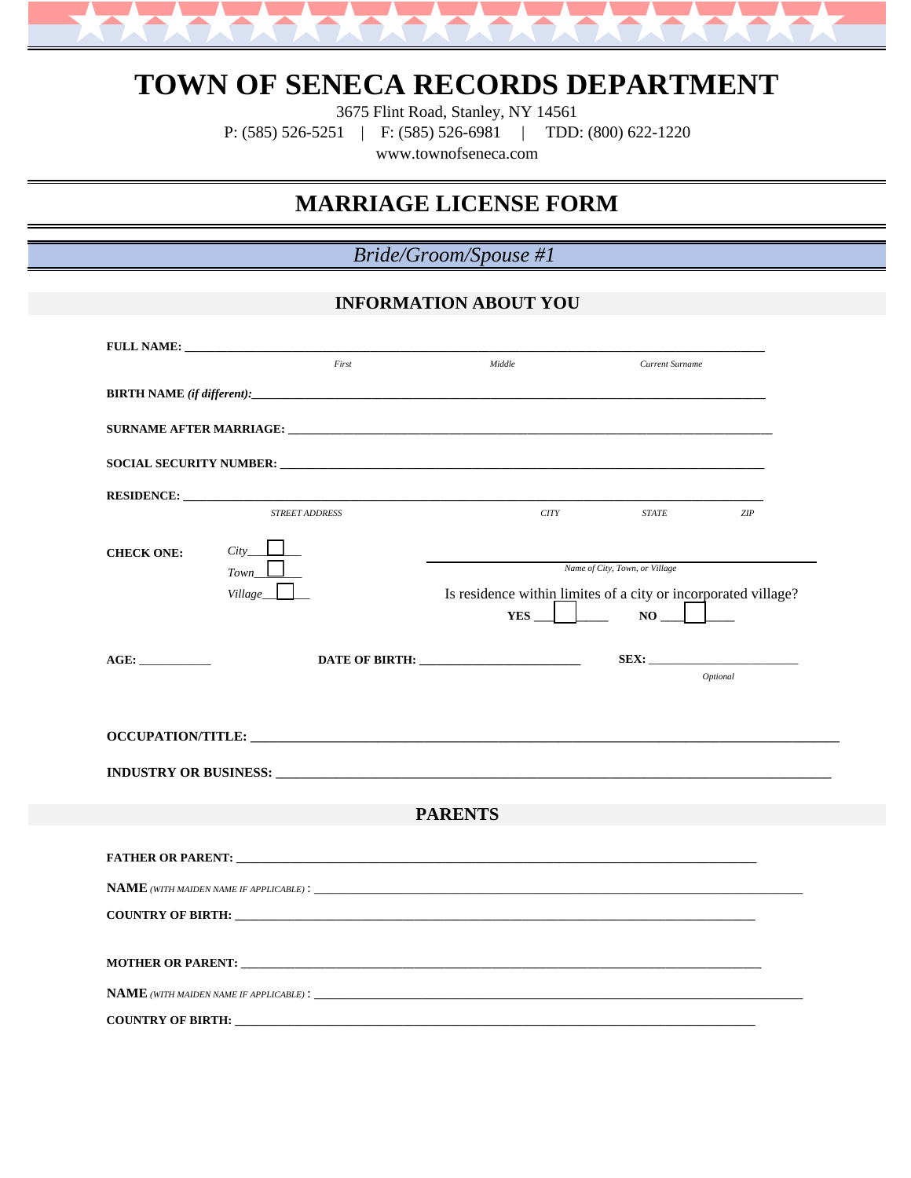# TOWN OF SENECA RECORDS DEPARTMENT

3675 Flint Road, Stanley, NY 14561

P: (585) 526-5251 | F: (585) 526-6981 | TDD: (800) 622-1220

www.townofseneca.com

## MARRIAGE LICENSE FORM

### *Bride/Groom/Spouse #1*

### INFORMATION ABOUT YOU

**FULL NAME:** ______________________________________________

*First* *Middle* *Current Surname*

**BIRTH NAME *(if different)*:** ______________________________________________

**SURNAME AFTER MARRIAGE:** ______________________________________________

**SOCIAL SECURITY NUMBER:** ______________________________________________

**RESIDENCE:** ______________________________________________

*STREET ADDRESS* *CITY* *STATE* *ZIP*

**CHECK ONE:** *City* ☐ *Town* ☐ *Village* ☐

______________________________ *Name of City, Town, or Village*

Is residence within limites of a city or incorporated village? **YES** ☐ **NO** ☐

**AGE:** ____________ **DATE OF BIRTH:** ____________________ **SEX:** ____________________ *Optional*

**OCCUPATION/TITLE:** ______________________________________________

**INDUSTRY OR BUSINESS:** ______________________________________________

### PARENTS

**FATHER OR PARENT:** ______________________________________________

**NAME** *(WITH MAIDEN NAME IF APPLICABLE)* : ______________________________________________

**COUNTRY OF BIRTH:** ______________________________________________

**MOTHER OR PARENT:** ______________________________________________

**NAME** *(WITH MAIDEN NAME IF APPLICABLE)* : ______________________________________________

**COUNTRY OF BIRTH:** ______________________________________________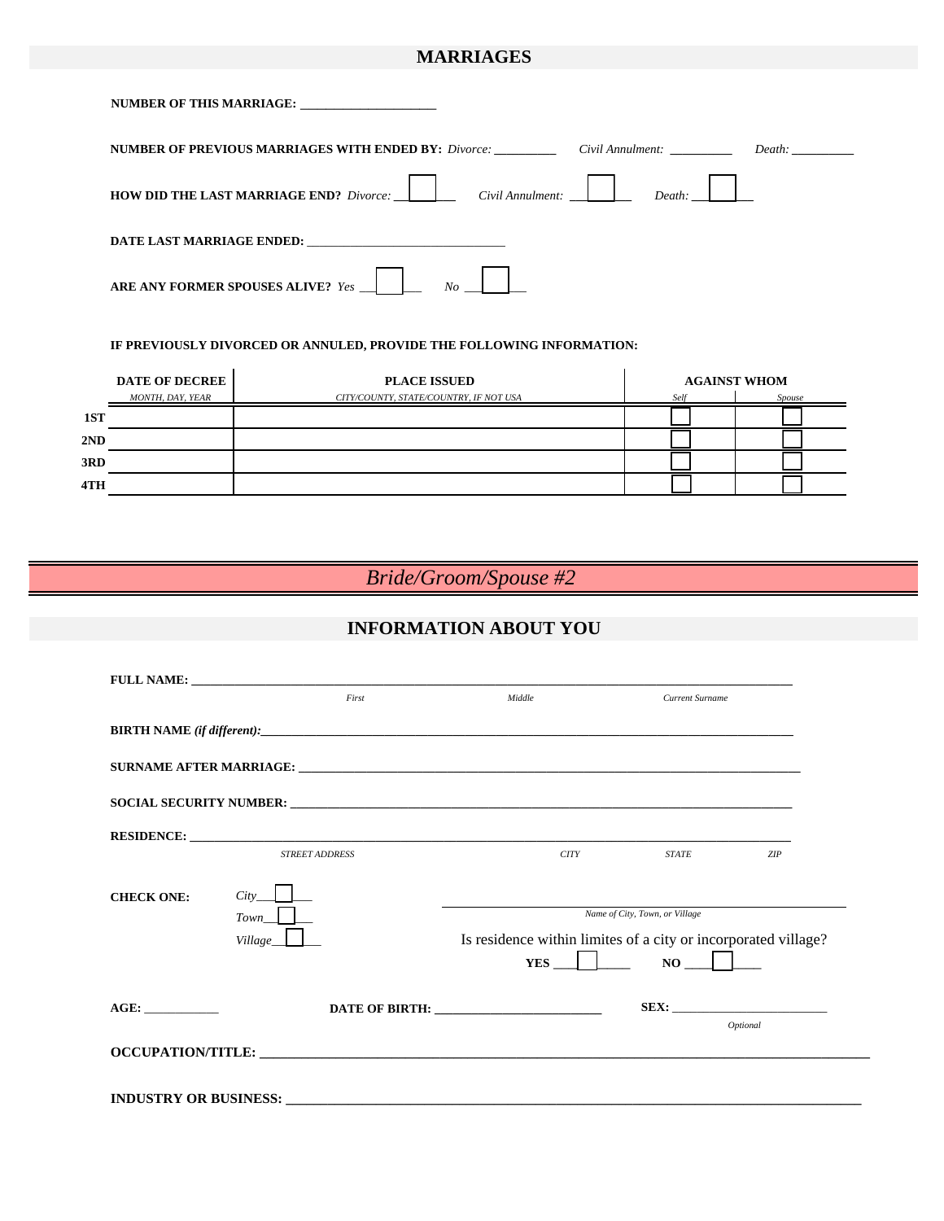## MARRIAGES

**NUMBER OF THIS MARRIAGE:** _____________________

**NUMBER OF PREVIOUS MARRIAGES WITH ENDED BY:** *Divorce:* _________ *Civil Annulment:* _________ *Death:* _________

**HOW DID THE LAST MARRIAGE END?** *Divorce:* ☐ *Civil Annulment:* ☐ *Death:* ☐

**DATE LAST MARRIAGE ENDED:** _______________________________

**ARE ANY FORMER SPOUSES ALIVE?** *Yes* ☐ *No* ☐

**IF PREVIOUSLY DIVORCED OR ANNULED, PROVIDE THE FOLLOWING INFORMATION:**

| | DATE OF DECREE *MONTH, DAY, YEAR* | PLACE ISSUED *CITY/COUNTY, STATE/COUNTRY, IF NOT USA* | AGAINST WHOM | |
|---|---|---|---|---|
| | | | *Self* | *Spouse* |
| **1ST** | | | ☐ | ☐ |
| **2ND** | | | ☐ | ☐ |
| **3RD** | | | ☐ | ☐ |
| **4TH** | | | ☐ | ☐ |

# *Bride/Groom/Spouse #2*

## INFORMATION ABOUT YOU

**FULL NAME:** ______________________________________________
*First* *Middle* *Current Surname*

**BIRTH NAME *(if different)*:**______________________________________________

**SURNAME AFTER MARRIAGE:** ______________________________________________

**SOCIAL SECURITY NUMBER:** ______________________________________________

**RESIDENCE:** ______________________________________________
*STREET ADDRESS* *CITY* *STATE* *ZIP*

**CHECK ONE:** *City* ☐ *Town* ☐ *Village* ☐

______________________________________________
*Name of City, Town, or Village*

Is residence within limites of a city or incorporated village? **YES** ☐ **NO** ☐

**AGE:** ___________ **DATE OF BIRTH:** _________________________ **SEX:** ________________________
*Optional*

**OCCUPATION/TITLE:** ______________________________________________

**INDUSTRY OR BUSINESS:** ______________________________________________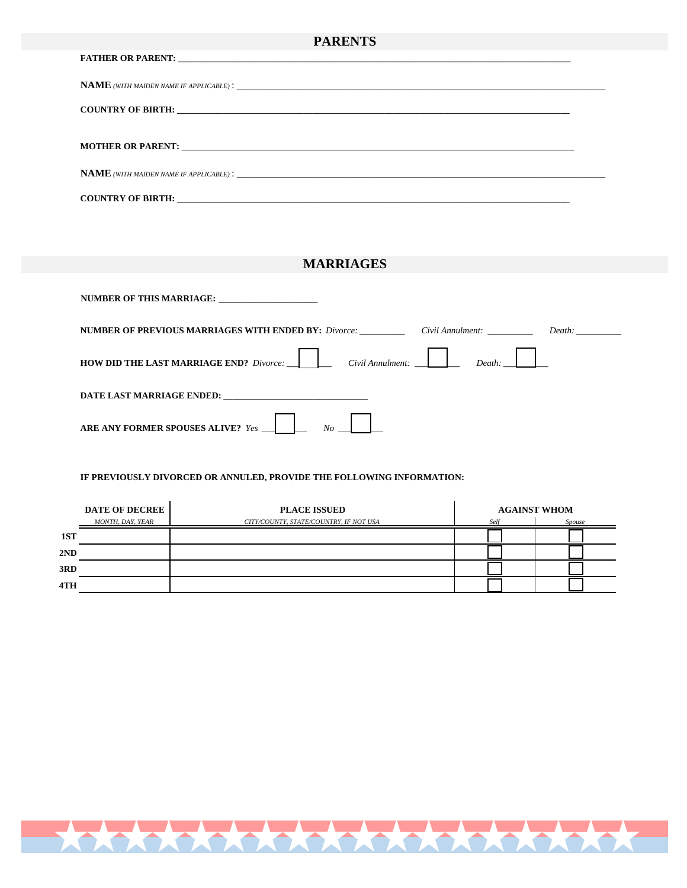## PARENTS

**FATHER OR PARENT:** ______________________________________________________________________________

**NAME** *(WITH MAIDEN NAME IF APPLICABLE)* : ______________________________________________________________________________

**COUNTRY OF BIRTH:** ______________________________________________________________________________

**MOTHER OR PARENT:** ______________________________________________________________________________

**NAME** *(WITH MAIDEN NAME IF APPLICABLE)* : ______________________________________________________________________________

**COUNTRY OF BIRTH:** ______________________________________________________________________________

## MARRIAGES

**NUMBER OF THIS MARRIAGE:** ____________________

**NUMBER OF PREVIOUS MARRIAGES WITH ENDED BY:** *Divorce:* _________ *Civil Annulment:* _________ *Death:* _________

**HOW DID THE LAST MARRIAGE END?** *Divorce:* ☐ *Civil Annulment:* ☐ *Death:* ☐

**DATE LAST MARRIAGE ENDED:** ______________________________

**ARE ANY FORMER SPOUSES ALIVE?** *Yes* ☐ *No* ☐

**IF PREVIOUSLY DIVORCED OR ANNULED, PROVIDE THE FOLLOWING INFORMATION:**

| | DATE OF DECREE *MONTH, DAY, YEAR* | PLACE ISSUED *CITY/COUNTY, STATE/COUNTRY, IF NOT USA* | AGAINST WHOM *Self* | *Spouse* |
|---|---|---|---|---|
| 1ST | | | ☐ | ☐ |
| 2ND | | | ☐ | ☐ |
| 3RD | | | ☐ | ☐ |
| 4TH | | | ☐ | ☐ |